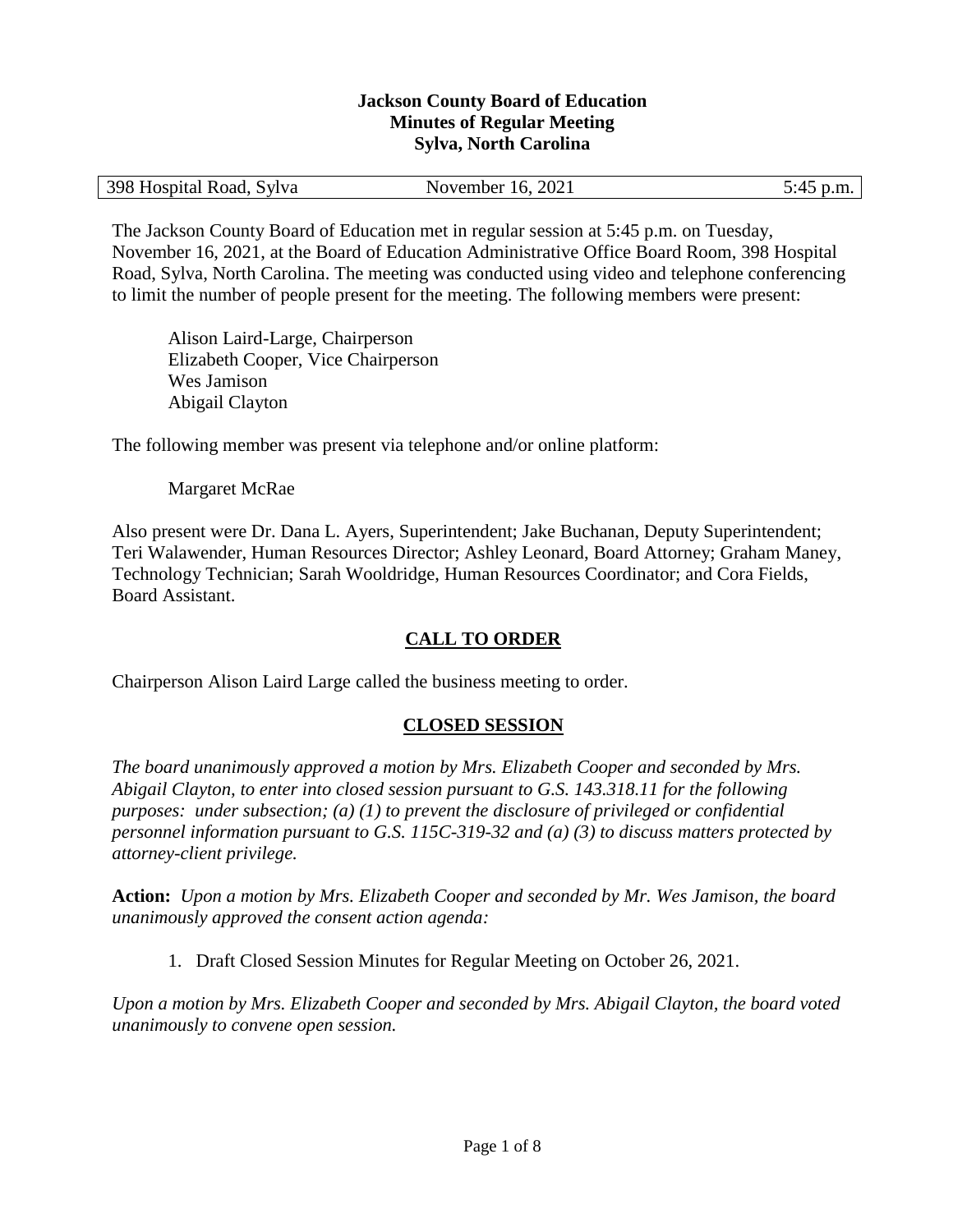# Jackson County Board of Education
## Minutes of Regular Meeting
## Sylva, North Carolina

| | | |
|---|---|---|
| 398 Hospital Road, Sylva | November 16, 2021 | 5:45 p.m. |

The Jackson County Board of Education met in regular session at 5:45 p.m. on Tuesday, November 16, 2021, at the Board of Education Administrative Office Board Room, 398 Hospital Road, Sylva, North Carolina. The meeting was conducted using video and telephone conferencing to limit the number of people present for the meeting. The following members were present:

Alison Laird-Large, Chairperson
Elizabeth Cooper, Vice Chairperson
Wes Jamison
Abigail Clayton

The following member was present via telephone and/or online platform:

Margaret McRae

Also present were Dr. Dana L. Ayers, Superintendent; Jake Buchanan, Deputy Superintendent; Teri Walawender, Human Resources Director; Ashley Leonard, Board Attorney; Graham Maney, Technology Technician; Sarah Wooldridge, Human Resources Coordinator; and Cora Fields, Board Assistant.

## CALL TO ORDER

Chairperson Alison Laird Large called the business meeting to order.

## CLOSED SESSION

*The board unanimously approved a motion by Mrs. Elizabeth Cooper and seconded by Mrs. Abigail Clayton, to enter into closed session pursuant to G.S. 143.318.11 for the following purposes: under subsection; (a) (1) to prevent the disclosure of privileged or confidential personnel information pursuant to G.S. 115C-319-32 and (a) (3) to discuss matters protected by attorney-client privilege.*

**Action:** *Upon a motion by Mrs. Elizabeth Cooper and seconded by Mr. Wes Jamison, the board unanimously approved the consent action agenda:*

1. Draft Closed Session Minutes for Regular Meeting on October 26, 2021.

*Upon a motion by Mrs. Elizabeth Cooper and seconded by Mrs. Abigail Clayton, the board voted unanimously to convene open session.*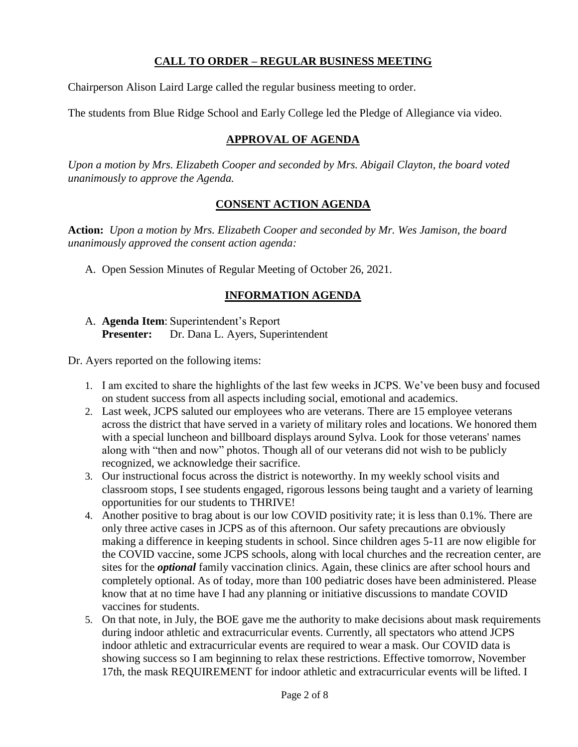## CALL TO ORDER – REGULAR BUSINESS MEETING

Chairperson Alison Laird Large called the regular business meeting to order.

The students from Blue Ridge School and Early College led the Pledge of Allegiance via video.

## APPROVAL OF AGENDA

*Upon a motion by Mrs. Elizabeth Cooper and seconded by Mrs. Abigail Clayton, the board voted unanimously to approve the Agenda.*

## CONSENT ACTION AGENDA

**Action:** *Upon a motion by Mrs. Elizabeth Cooper and seconded by Mr. Wes Jamison, the board unanimously approved the consent action agenda:*

A. Open Session Minutes of Regular Meeting of October 26, 2021.

## INFORMATION AGENDA

A. **Agenda Item**: Superintendent's Report
**Presenter:** Dr. Dana L. Ayers, Superintendent

Dr. Ayers reported on the following items:

1. I am excited to share the highlights of the last few weeks in JCPS. We've been busy and focused on student success from all aspects including social, emotional and academics.
2. Last week, JCPS saluted our employees who are veterans. There are 15 employee veterans across the district that have served in a variety of military roles and locations. We honored them with a special luncheon and billboard displays around Sylva. Look for those veterans' names along with "then and now" photos. Though all of our veterans did not wish to be publicly recognized, we acknowledge their sacrifice.
3. Our instructional focus across the district is noteworthy. In my weekly school visits and classroom stops, I see students engaged, rigorous lessons being taught and a variety of learning opportunities for our students to THRIVE!
4. Another positive to brag about is our low COVID positivity rate; it is less than 0.1%. There are only three active cases in JCPS as of this afternoon. Our safety precautions are obviously making a difference in keeping students in school. Since children ages 5-11 are now eligible for the COVID vaccine, some JCPS schools, along with local churches and the recreation center, are sites for the ***optional*** family vaccination clinics. Again, these clinics are after school hours and completely optional. As of today, more than 100 pediatric doses have been administered. Please know that at no time have I had any planning or initiative discussions to mandate COVID vaccines for students.
5. On that note, in July, the BOE gave me the authority to make decisions about mask requirements during indoor athletic and extracurricular events. Currently, all spectators who attend JCPS indoor athletic and extracurricular events are required to wear a mask. Our COVID data is showing success so I am beginning to relax these restrictions. Effective tomorrow, November 17th, the mask REQUIREMENT for indoor athletic and extracurricular events will be lifted. I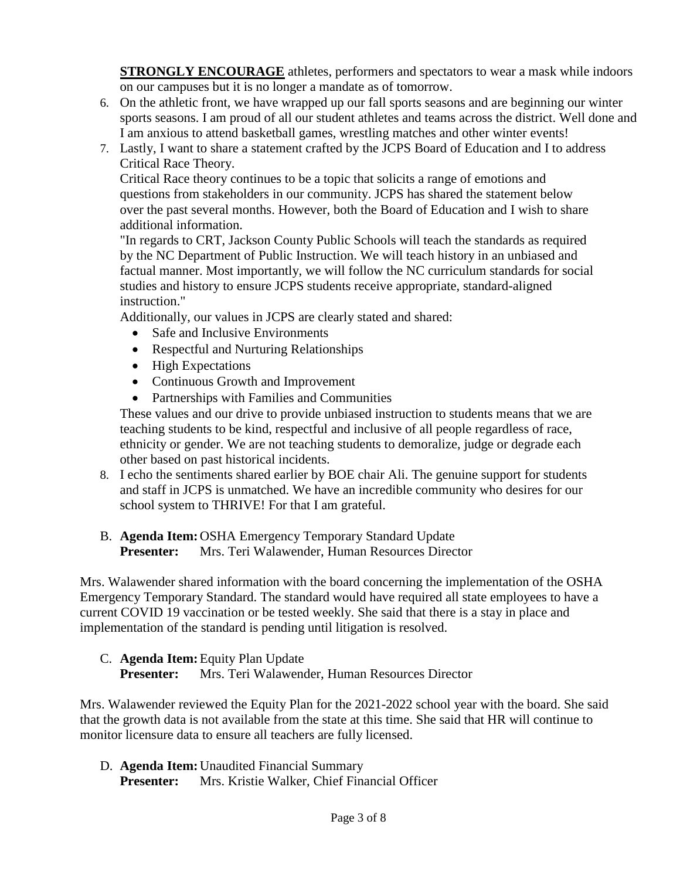**STRONGLY ENCOURAGE** athletes, performers and spectators to wear a mask while indoors on our campuses but it is no longer a mandate as of tomorrow.

6. On the athletic front, we have wrapped up our fall sports seasons and are beginning our winter sports seasons. I am proud of all our student athletes and teams across the district. Well done and I am anxious to attend basketball games, wrestling matches and other winter events!
7. Lastly, I want to share a statement crafted by the JCPS Board of Education and I to address Critical Race Theory.

   Critical Race theory continues to be a topic that solicits a range of emotions and questions from stakeholders in our community. JCPS has shared the statement below over the past several months. However, both the Board of Education and I wish to share additional information.

   "In regards to CRT, Jackson County Public Schools will teach the standards as required by the NC Department of Public Instruction. We will teach history in an unbiased and factual manner. Most importantly, we will follow the NC curriculum standards for social studies and history to ensure JCPS students receive appropriate, standard-aligned instruction."

   Additionally, our values in JCPS are clearly stated and shared:

   - Safe and Inclusive Environments
   - Respectful and Nurturing Relationships
   - High Expectations
   - Continuous Growth and Improvement
   - Partnerships with Families and Communities

   These values and our drive to provide unbiased instruction to students means that we are teaching students to be kind, respectful and inclusive of all people regardless of race, ethnicity or gender. We are not teaching students to demoralize, judge or degrade each other based on past historical incidents.
8. I echo the sentiments shared earlier by BOE chair Ali. The genuine support for students and staff in JCPS is unmatched. We have an incredible community who desires for our school system to THRIVE! For that I am grateful.

B. **Agenda Item:** OSHA Emergency Temporary Standard Update
**Presenter:** Mrs. Teri Walawender, Human Resources Director

Mrs. Walawender shared information with the board concerning the implementation of the OSHA Emergency Temporary Standard. The standard would have required all state employees to have a current COVID 19 vaccination or be tested weekly. She said that there is a stay in place and implementation of the standard is pending until litigation is resolved.

C. **Agenda Item:** Equity Plan Update
**Presenter:** Mrs. Teri Walawender, Human Resources Director

Mrs. Walawender reviewed the Equity Plan for the 2021-2022 school year with the board. She said that the growth data is not available from the state at this time. She said that HR will continue to monitor licensure data to ensure all teachers are fully licensed.

D. **Agenda Item:** Unaudited Financial Summary
**Presenter:** Mrs. Kristie Walker, Chief Financial Officer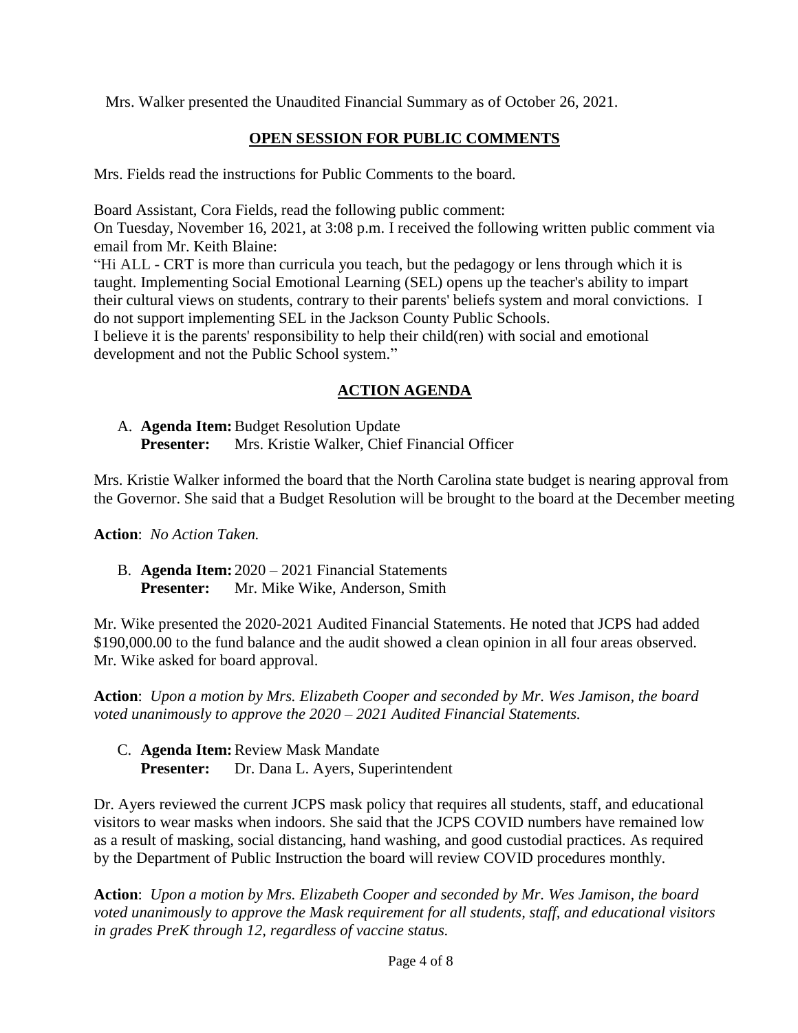Mrs. Walker presented the Unaudited Financial Summary as of October 26, 2021.

## OPEN SESSION FOR PUBLIC COMMENTS

Mrs. Fields read the instructions for Public Comments to the board.

Board Assistant, Cora Fields, read the following public comment:
On Tuesday, November 16, 2021, at 3:08 p.m. I received the following written public comment via email from Mr. Keith Blaine:
"Hi ALL - CRT is more than curricula you teach, but the pedagogy or lens through which it is taught. Implementing Social Emotional Learning (SEL) opens up the teacher's ability to impart their cultural views on students, contrary to their parents' beliefs system and moral convictions. I do not support implementing SEL in the Jackson County Public Schools.
I believe it is the parents' responsibility to help their child(ren) with social and emotional development and not the Public School system."

## ACTION AGENDA

A. **Agenda Item:** Budget Resolution Update
**Presenter:** Mrs. Kristie Walker, Chief Financial Officer

Mrs. Kristie Walker informed the board that the North Carolina state budget is nearing approval from the Governor. She said that a Budget Resolution will be brought to the board at the December meeting

**Action**: *No Action Taken.*

B. **Agenda Item:** 2020 – 2021 Financial Statements
**Presenter:** Mr. Mike Wike, Anderson, Smith

Mr. Wike presented the 2020-2021 Audited Financial Statements. He noted that JCPS had added $190,000.00 to the fund balance and the audit showed a clean opinion in all four areas observed. Mr. Wike asked for board approval.

**Action**: *Upon a motion by Mrs. Elizabeth Cooper and seconded by Mr. Wes Jamison, the board voted unanimously to approve the 2020 – 2021 Audited Financial Statements.*

C. **Agenda Item:** Review Mask Mandate
**Presenter:** Dr. Dana L. Ayers, Superintendent

Dr. Ayers reviewed the current JCPS mask policy that requires all students, staff, and educational visitors to wear masks when indoors. She said that the JCPS COVID numbers have remained low as a result of masking, social distancing, hand washing, and good custodial practices. As required by the Department of Public Instruction the board will review COVID procedures monthly.

**Action**: *Upon a motion by Mrs. Elizabeth Cooper and seconded by Mr. Wes Jamison, the board voted unanimously to approve the Mask requirement for all students, staff, and educational visitors in grades PreK through 12, regardless of vaccine status.*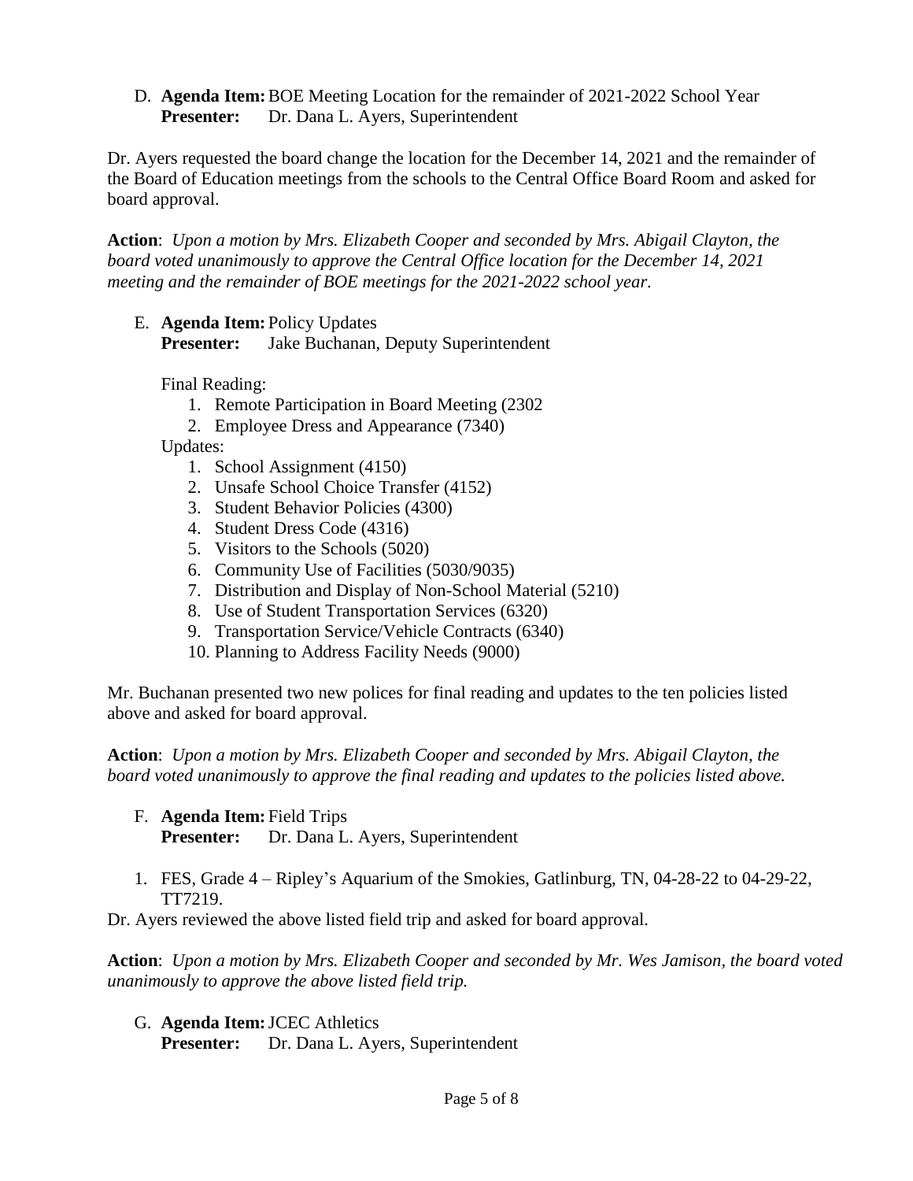D. **Agenda Item:** BOE Meeting Location for the remainder of 2021-2022 School Year
   **Presenter:** Dr. Dana L. Ayers, Superintendent

Dr. Ayers requested the board change the location for the December 14, 2021 and the remainder of the Board of Education meetings from the schools to the Central Office Board Room and asked for board approval.

**Action**: *Upon a motion by Mrs. Elizabeth Cooper and seconded by Mrs. Abigail Clayton, the board voted unanimously to approve the Central Office location for the December 14, 2021 meeting and the remainder of BOE meetings for the 2021-2022 school year.*

E. **Agenda Item:** Policy Updates
   **Presenter:** Jake Buchanan, Deputy Superintendent

   Final Reading:
   1. Remote Participation in Board Meeting (2302
   2. Employee Dress and Appearance (7340)

   Updates:
   1. School Assignment (4150)
   2. Unsafe School Choice Transfer (4152)
   3. Student Behavior Policies (4300)
   4. Student Dress Code (4316)
   5. Visitors to the Schools (5020)
   6. Community Use of Facilities (5030/9035)
   7. Distribution and Display of Non-School Material (5210)
   8. Use of Student Transportation Services (6320)
   9. Transportation Service/Vehicle Contracts (6340)
   10. Planning to Address Facility Needs (9000)

Mr. Buchanan presented two new polices for final reading and updates to the ten policies listed above and asked for board approval.

**Action**: *Upon a motion by Mrs. Elizabeth Cooper and seconded by Mrs. Abigail Clayton, the board voted unanimously to approve the final reading and updates to the policies listed above.*

F. **Agenda Item:** Field Trips
   **Presenter:** Dr. Dana L. Ayers, Superintendent

1. FES, Grade 4 – Ripley's Aquarium of the Smokies, Gatlinburg, TN, 04-28-22 to 04-29-22, TT7219.

Dr. Ayers reviewed the above listed field trip and asked for board approval.

**Action**: *Upon a motion by Mrs. Elizabeth Cooper and seconded by Mr. Wes Jamison, the board voted unanimously to approve the above listed field trip.*

G. **Agenda Item:** JCEC Athletics
   **Presenter:** Dr. Dana L. Ayers, Superintendent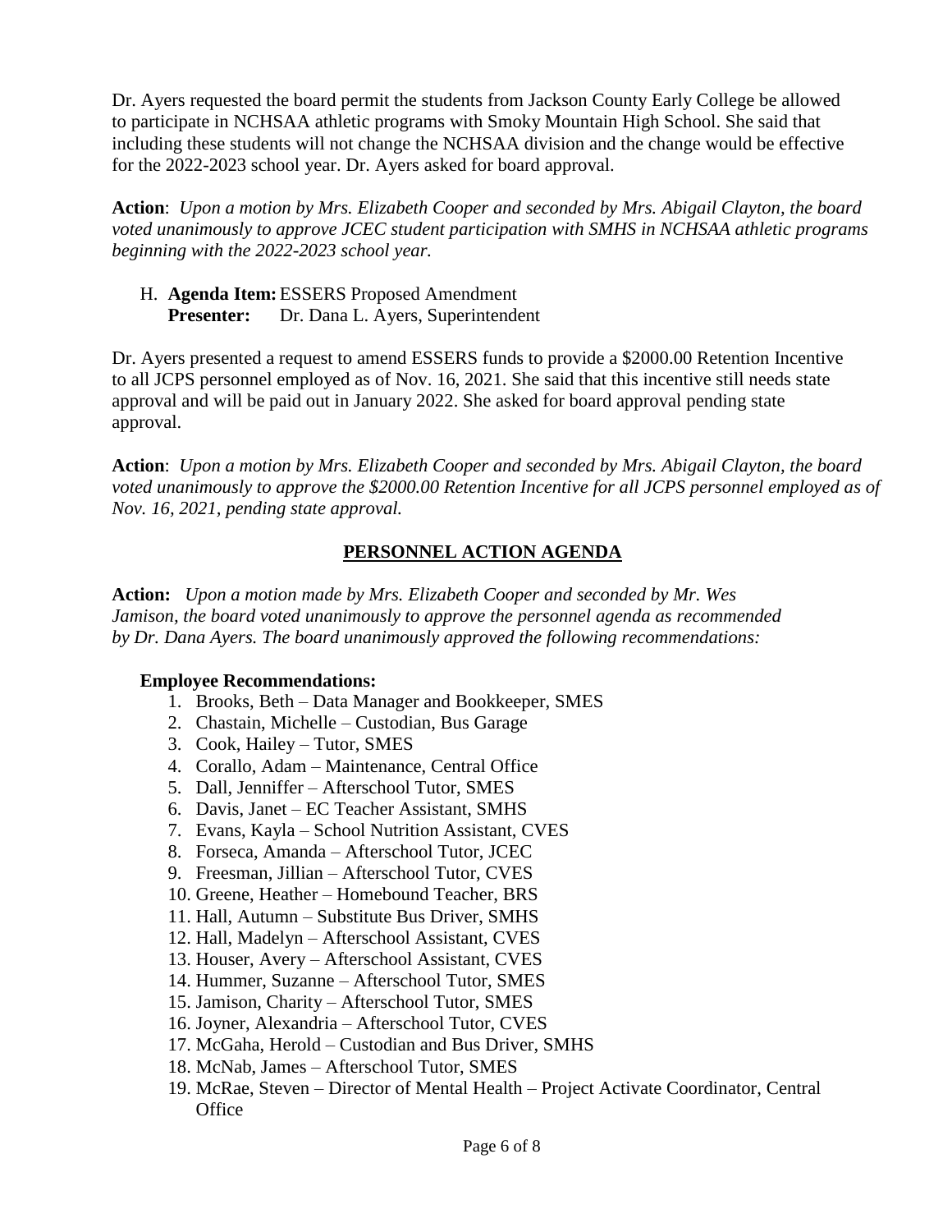Dr. Ayers requested the board permit the students from Jackson County Early College be allowed to participate in NCHSAA athletic programs with Smoky Mountain High School. She said that including these students will not change the NCHSAA division and the change would be effective for the 2022-2023 school year. Dr. Ayers asked for board approval.

**Action**: *Upon a motion by Mrs. Elizabeth Cooper and seconded by Mrs. Abigail Clayton, the board voted unanimously to approve JCEC student participation with SMHS in NCHSAA athletic programs beginning with the 2022-2023 school year.*

H. **Agenda Item:** ESSERS Proposed Amendment
   **Presenter:** Dr. Dana L. Ayers, Superintendent

Dr. Ayers presented a request to amend ESSERS funds to provide a $2000.00 Retention Incentive to all JCPS personnel employed as of Nov. 16, 2021. She said that this incentive still needs state approval and will be paid out in January 2022. She asked for board approval pending state approval.

**Action**: *Upon a motion by Mrs. Elizabeth Cooper and seconded by Mrs. Abigail Clayton, the board voted unanimously to approve the $2000.00 Retention Incentive for all JCPS personnel employed as of Nov. 16, 2021, pending state approval.*

## PERSONNEL ACTION AGENDA

**Action:** *Upon a motion made by Mrs. Elizabeth Cooper and seconded by Mr. Wes Jamison, the board voted unanimously to approve the personnel agenda as recommended by Dr. Dana Ayers. The board unanimously approved the following recommendations:*

**Employee Recommendations:**

1. Brooks, Beth – Data Manager and Bookkeeper, SMES
2. Chastain, Michelle – Custodian, Bus Garage
3. Cook, Hailey – Tutor, SMES
4. Corallo, Adam – Maintenance, Central Office
5. Dall, Jenniffer – Afterschool Tutor, SMES
6. Davis, Janet – EC Teacher Assistant, SMHS
7. Evans, Kayla – School Nutrition Assistant, CVES
8. Forseca, Amanda – Afterschool Tutor, JCEC
9. Freesman, Jillian – Afterschool Tutor, CVES
10. Greene, Heather – Homebound Teacher, BRS
11. Hall, Autumn – Substitute Bus Driver, SMHS
12. Hall, Madelyn – Afterschool Assistant, CVES
13. Houser, Avery – Afterschool Assistant, CVES
14. Hummer, Suzanne – Afterschool Tutor, SMES
15. Jamison, Charity – Afterschool Tutor, SMES
16. Joyner, Alexandria – Afterschool Tutor, CVES
17. McGaha, Herold – Custodian and Bus Driver, SMHS
18. McNab, James – Afterschool Tutor, SMES
19. McRae, Steven – Director of Mental Health – Project Activate Coordinator, Central Office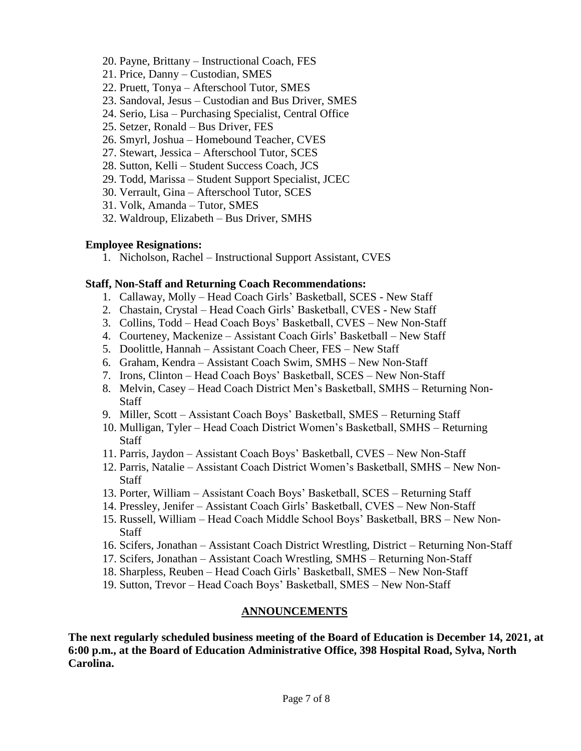20. Payne, Brittany – Instructional Coach, FES
21. Price, Danny – Custodian, SMES
22. Pruett, Tonya – Afterschool Tutor, SMES
23. Sandoval, Jesus – Custodian and Bus Driver, SMES
24. Serio, Lisa – Purchasing Specialist, Central Office
25. Setzer, Ronald – Bus Driver, FES
26. Smyrl, Joshua – Homebound Teacher, CVES
27. Stewart, Jessica – Afterschool Tutor, SCES
28. Sutton, Kelli – Student Success Coach, JCS
29. Todd, Marissa – Student Support Specialist, JCEC
30. Verrault, Gina – Afterschool Tutor, SCES
31. Volk, Amanda – Tutor, SMES
32. Waldroup, Elizabeth – Bus Driver, SMHS

**Employee Resignations:**

1. Nicholson, Rachel – Instructional Support Assistant, CVES

**Staff, Non-Staff and Returning Coach Recommendations:**

1. Callaway, Molly – Head Coach Girls' Basketball, SCES - New Staff
2. Chastain, Crystal – Head Coach Girls' Basketball, CVES - New Staff
3. Collins, Todd – Head Coach Boys' Basketball, CVES – New Non-Staff
4. Courteney, Mackenize – Assistant Coach Girls' Basketball – New Staff
5. Doolittle, Hannah – Assistant Coach Cheer, FES – New Staff
6. Graham, Kendra – Assistant Coach Swim, SMHS – New Non-Staff
7. Irons, Clinton – Head Coach Boys' Basketball, SCES – New Non-Staff
8. Melvin, Casey – Head Coach District Men's Basketball, SMHS – Returning Non-Staff
9. Miller, Scott – Assistant Coach Boys' Basketball, SMES – Returning Staff
10. Mulligan, Tyler – Head Coach District Women's Basketball, SMHS – Returning Staff
11. Parris, Jaydon – Assistant Coach Boys' Basketball, CVES – New Non-Staff
12. Parris, Natalie – Assistant Coach District Women's Basketball, SMHS – New Non-Staff
13. Porter, William – Assistant Coach Boys' Basketball, SCES – Returning Staff
14. Pressley, Jenifer – Assistant Coach Girls' Basketball, CVES – New Non-Staff
15. Russell, William – Head Coach Middle School Boys' Basketball, BRS – New Non-Staff
16. Scifers, Jonathan – Assistant Coach District Wrestling, District – Returning Non-Staff
17. Scifers, Jonathan – Assistant Coach Wrestling, SMHS – Returning Non-Staff
18. Sharpless, Reuben – Head Coach Girls' Basketball, SMES – New Non-Staff
19. Sutton, Trevor – Head Coach Boys' Basketball, SMES – New Non-Staff

## ANNOUNCEMENTS

**The next regularly scheduled business meeting of the Board of Education is December 14, 2021, at 6:00 p.m., at the Board of Education Administrative Office, 398 Hospital Road, Sylva, North Carolina.**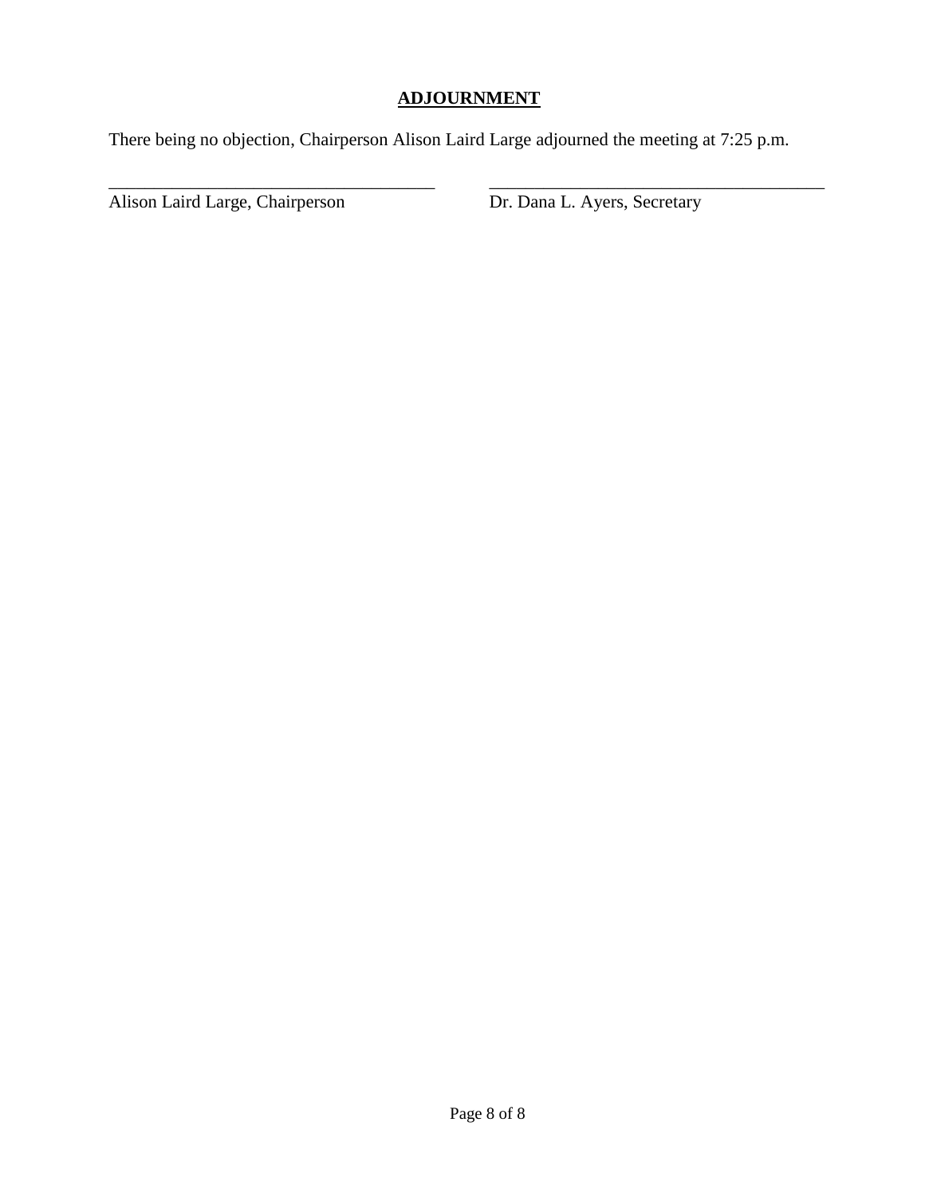## ADJOURNMENT

There being no objection, Chairperson Alison Laird Large adjourned the meeting at 7:25 p.m.

| | |
|---|---|
| ______________________________________ | ______________________________________ |
| Alison Laird Large, Chairperson | Dr. Dana L. Ayers, Secretary |